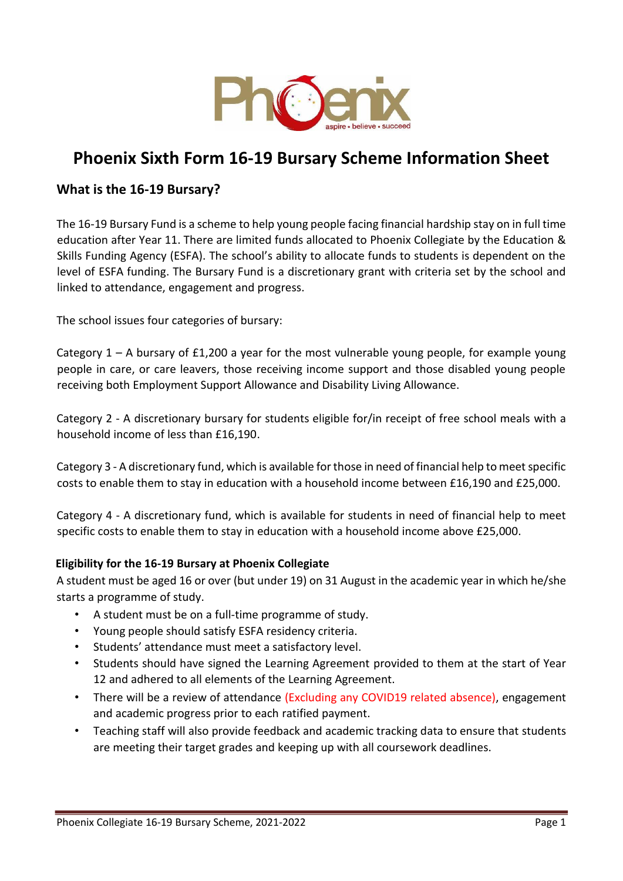# Phoenix Sixth Form 16-19 Bursary Scheme Information Sheet

## What is the 16-19 Bursary?

The 16-19 Bursary Fund is a scheme to help young people facing financial hardship stay on in full time education after Year 11. There are limited funds allocated to Phoenix Collegiate by the Education & Skills Funding Agency (ESFA). The school's ability to allocate funds to students is dependent on the level of ESFA funding. The Bursary Fund is a discretionary grant with criteria set by the school and linked to attendance, engagement and progress.

The school issues four categories of bursary:

Category 1 – A bursary of £1,200 a year for the most vulnerable young people, for example young people in care, or care leavers, those receiving income support and those disabled young people receiving both Employment Support Allowance and Disability Living Allowance.

Category 2 - A discretionary bursary for students eligible for/in receipt of free school meals with a household income of less than £16,190.

Category 3 - A discretionary fund, which is available for those in need of financial help to meet specific costs to enable them to stay in education with a household income between £16,190 and £25,000.

Category 4 - A discretionary fund, which is available for students in need of financial help to meet specific costs to enable them to stay in education with a household income above £25,000.

### Eligibility for the 16-19 Bursary at Phoenix Collegiate

A student must be aged 16 or over (but under 19) on 31 August in the academic year in which he/she starts a programme of study.

- A student must be on a full-time programme of study.
- Young people should satisfy ESFA residency criteria.
- Students' attendance must meet a satisfactory level.
- Students should have signed the Learning Agreement provided to them at the start of Year 12 and adhered to all elements of the Learning Agreement.
- There will be a review of attendance (Excluding any COVID19 related absence), engagement and academic progress prior to each ratified payment.
- Teaching staff will also provide feedback and academic tracking data to ensure that students are meeting their target grades and keeping up with all coursework deadlines.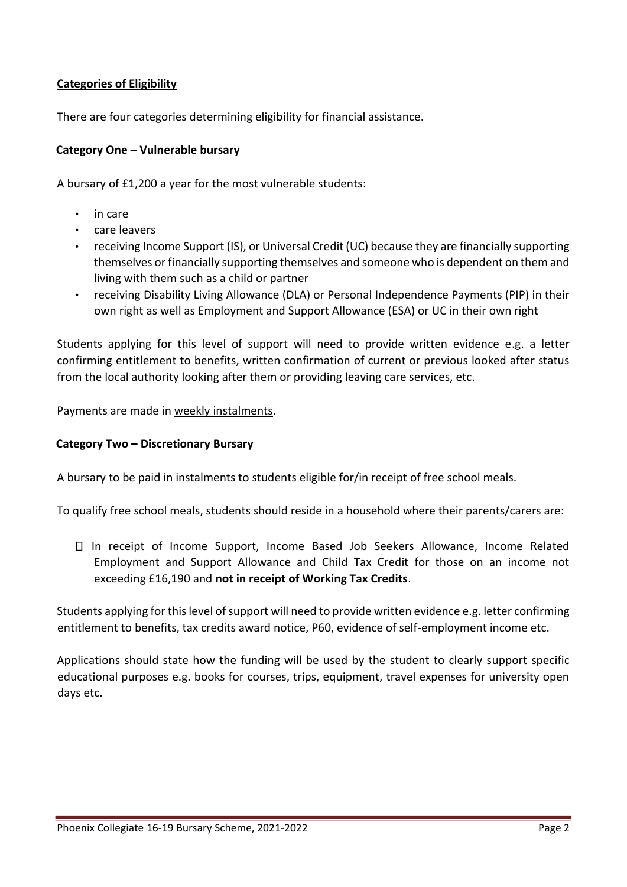**Categories of Eligibility**

There are four categories determining eligibility for financial assistance.

**Category One – Vulnerable bursary**

A bursary of £1,200 a year for the most vulnerable students:

- in care
- care leavers
- receiving Income Support (IS), or Universal Credit (UC) because they are financially supporting themselves or financially supporting themselves and someone who is dependent on them and living with them such as a child or partner
- receiving Disability Living Allowance (DLA) or Personal Independence Payments (PIP) in their own right as well as Employment and Support Allowance (ESA) or UC in their own right

Students applying for this level of support will need to provide written evidence e.g. a letter confirming entitlement to benefits, written confirmation of current or previous looked after status from the local authority looking after them or providing leaving care services, etc.

Payments are made in weekly instalments.

**Category Two – Discretionary Bursary**

A bursary to be paid in instalments to students eligible for/in receipt of free school meals.

To qualify free school meals, students should reside in a household where their parents/carers are:

- In receipt of Income Support, Income Based Job Seekers Allowance, Income Related Employment and Support Allowance and Child Tax Credit for those on an income not exceeding £16,190 and **not in receipt of Working Tax Credits**.

Students applying for this level of support will need to provide written evidence e.g. letter confirming entitlement to benefits, tax credits award notice, P60, evidence of self-employment income etc.

Applications should state how the funding will be used by the student to clearly support specific educational purposes e.g. books for courses, trips, equipment, travel expenses for university open days etc.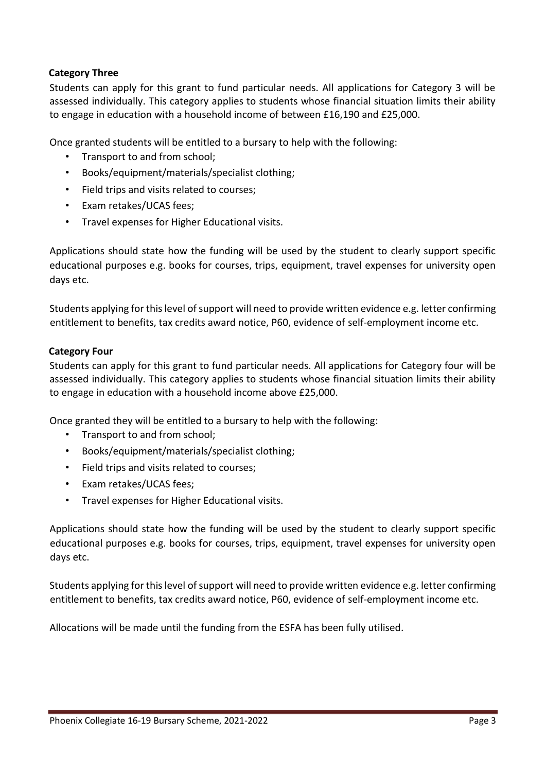**Category Three**

Students can apply for this grant to fund particular needs. All applications for Category 3 will be assessed individually. This category applies to students whose financial situation limits their ability to engage in education with a household income of between £16,190 and £25,000.

Once granted students will be entitled to a bursary to help with the following:

- Transport to and from school;
- Books/equipment/materials/specialist clothing;
- Field trips and visits related to courses;
- Exam retakes/UCAS fees;
- Travel expenses for Higher Educational visits.

Applications should state how the funding will be used by the student to clearly support specific educational purposes e.g. books for courses, trips, equipment, travel expenses for university open days etc.

Students applying for this level of support will need to provide written evidence e.g. letter confirming entitlement to benefits, tax credits award notice, P60, evidence of self-employment income etc.

**Category Four**

Students can apply for this grant to fund particular needs. All applications for Category four will be assessed individually. This category applies to students whose financial situation limits their ability to engage in education with a household income above £25,000.

Once granted they will be entitled to a bursary to help with the following:

- Transport to and from school;
- Books/equipment/materials/specialist clothing;
- Field trips and visits related to courses;
- Exam retakes/UCAS fees;
- Travel expenses for Higher Educational visits.

Applications should state how the funding will be used by the student to clearly support specific educational purposes e.g. books for courses, trips, equipment, travel expenses for university open days etc.

Students applying for this level of support will need to provide written evidence e.g. letter confirming entitlement to benefits, tax credits award notice, P60, evidence of self-employment income etc.

Allocations will be made until the funding from the ESFA has been fully utilised.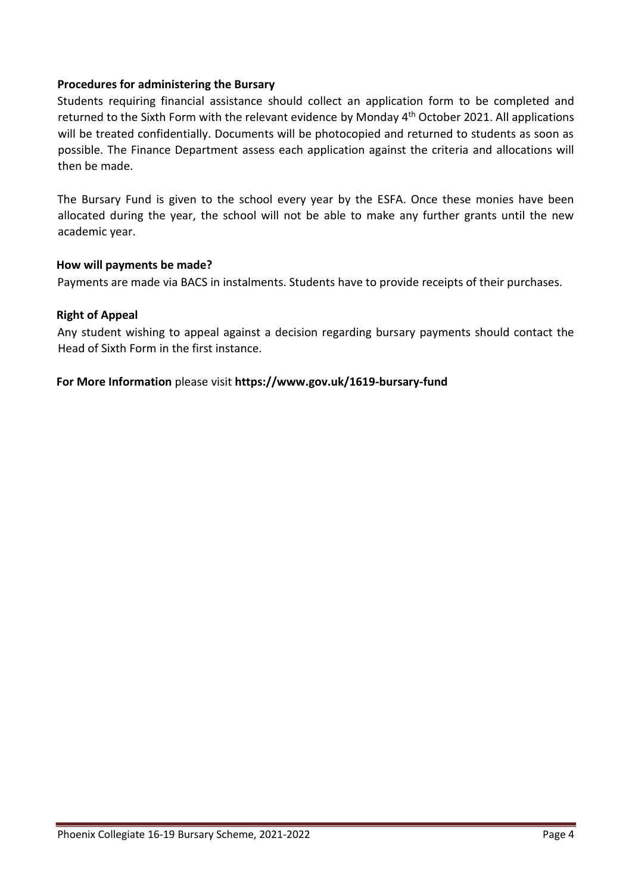### Procedures for administering the Bursary

Students requiring financial assistance should collect an application form to be completed and returned to the Sixth Form with the relevant evidence by Monday 4th October 2021. All applications will be treated confidentially. Documents will be photocopied and returned to students as soon as possible. The Finance Department assess each application against the criteria and allocations will then be made.

The Bursary Fund is given to the school every year by the ESFA. Once these monies have been allocated during the year, the school will not be able to make any further grants until the new academic year.

### How will payments be made?

Payments are made via BACS in instalments. Students have to provide receipts of their purchases.

### Right of Appeal

Any student wishing to appeal against a decision regarding bursary payments should contact the Head of Sixth Form in the first instance.

**For More Information** please visit **https://www.gov.uk/1619-bursary-fund**